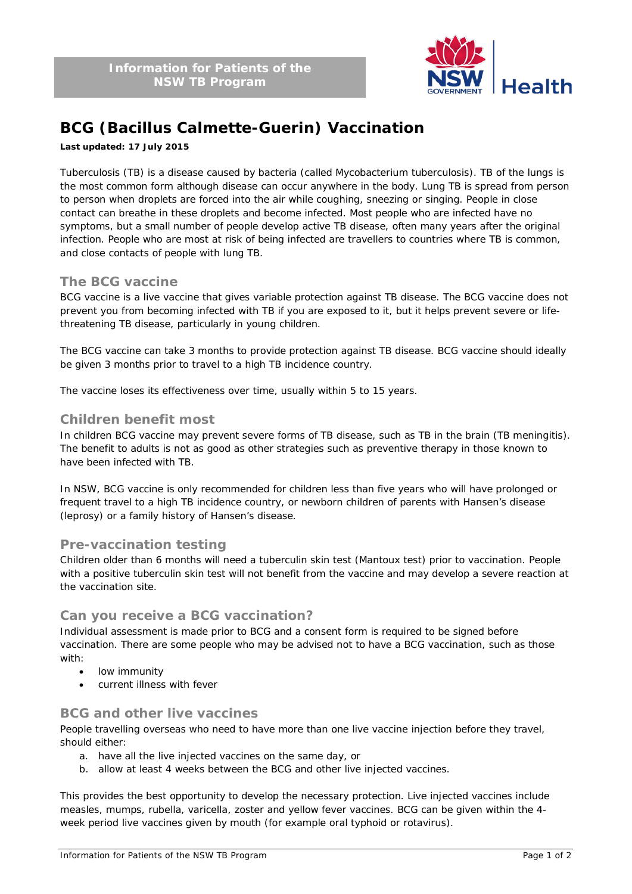Information for Patients of the NSW TB Program

# BCG (Bacillus Calmette-Guerin) Vaccination

**Last updated: 17 July 2015**

Tuberculosis (TB) is a disease caused by bacteria (called Mycobacterium tuberculosis). TB of the lungs is the most common form although disease can occur anywhere in the body. Lung TB is spread from person to person when droplets are forced into the air while coughing, sneezing or singing. People in close contact can breathe in these droplets and become infected. Most people who are infected have no symptoms, but a small number of people develop active TB disease, often many years after the original infection. People who are most at risk of being infected are travellers to countries where TB is common, and close contacts of people with lung TB.

## The BCG vaccine

BCG vaccine is a live vaccine that gives variable protection against TB disease. The BCG vaccine does not prevent you from becoming infected with TB if you are exposed to it, but it helps prevent severe or life-threatening TB disease, particularly in young children.

The BCG vaccine can take 3 months to provide protection against TB disease. BCG vaccine should ideally be given 3 months prior to travel to a high TB incidence country.

The vaccine loses its effectiveness over time, usually within 5 to 15 years.

## Children benefit most

In children BCG vaccine may prevent severe forms of TB disease, such as TB in the brain (TB meningitis). The benefit to adults is not as good as other strategies such as preventive therapy in those known to have been infected with TB.

In NSW, BCG vaccine is only recommended for children less than five years who will have prolonged or frequent travel to a high TB incidence country, or newborn children of parents with Hansen's disease (leprosy) or a family history of Hansen's disease.

## Pre-vaccination testing

Children older than 6 months will need a tuberculin skin test (Mantoux test) prior to vaccination. People with a positive tuberculin skin test will not benefit from the vaccine and may develop a severe reaction at the vaccination site.

## Can you receive a BCG vaccination?

Individual assessment is made prior to BCG and a consent form is required to be signed before vaccination. There are some people who may be advised not to have a BCG vaccination, such as those with:

- low immunity
- current illness with fever

## BCG and other live vaccines

People travelling overseas who need to have more than one live vaccine injection before they travel, should either:

a. have all the live injected vaccines on the same day, or
b. allow at least 4 weeks between the BCG and other live injected vaccines.

This provides the best opportunity to develop the necessary protection. Live injected vaccines include measles, mumps, rubella, varicella, zoster and yellow fever vaccines. BCG can be given within the 4-week period live vaccines given by mouth (for example oral typhoid or rotavirus).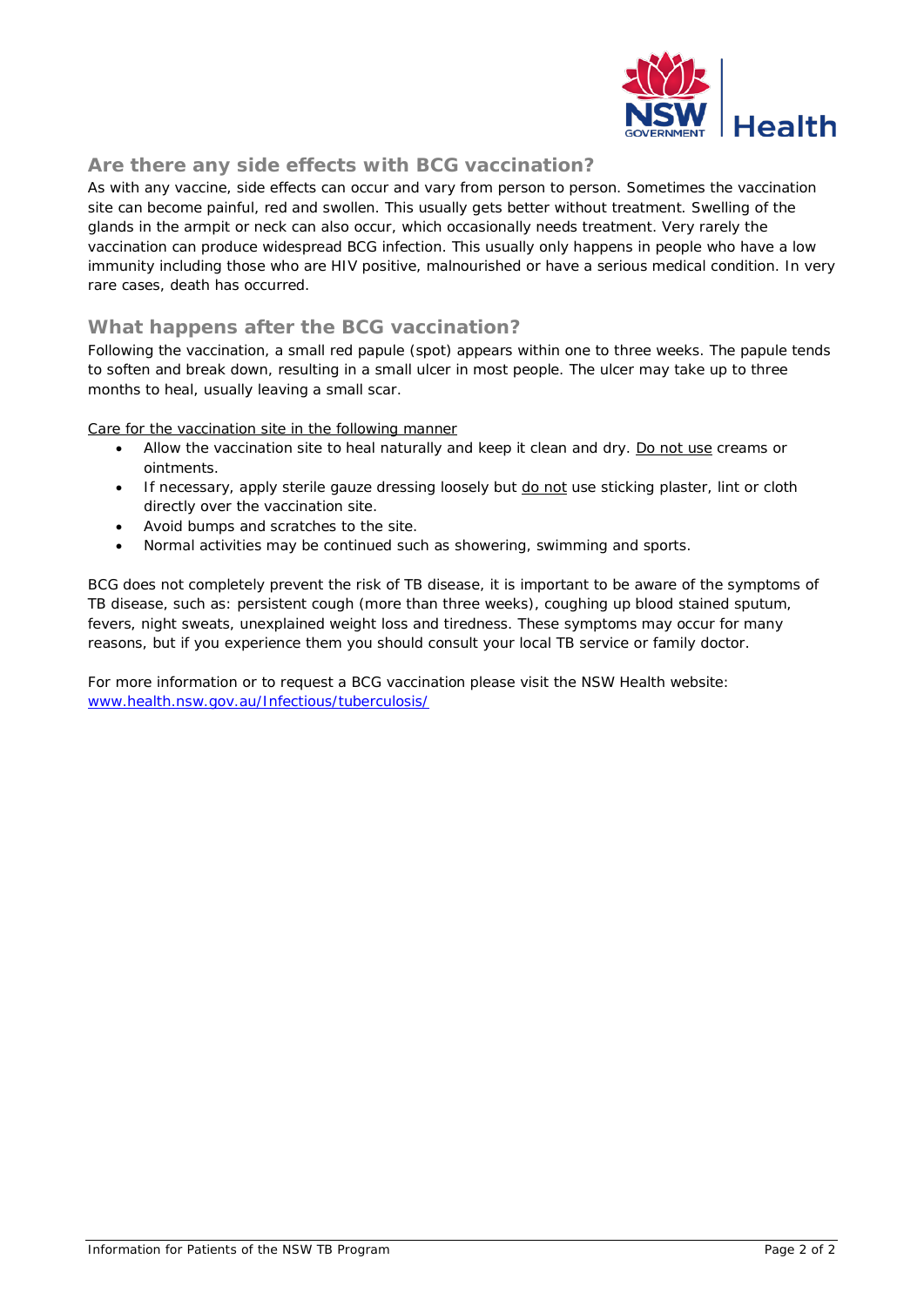## Are there any side effects with BCG vaccination?

As with any vaccine, side effects can occur and vary from person to person. Sometimes the vaccination site can become painful, red and swollen. This usually gets better without treatment. Swelling of the glands in the armpit or neck can also occur, which occasionally needs treatment. Very rarely the vaccination can produce widespread BCG infection. This usually only happens in people who have a low immunity including those who are HIV positive, malnourished or have a serious medical condition. In very rare cases, death has occurred.

## What happens after the BCG vaccination?

Following the vaccination, a small red papule (spot) appears within one to three weeks. The papule tends to soften and break down, resulting in a small ulcer in most people. The ulcer may take up to three months to heal, usually leaving a small scar.

<u>Care for the vaccination site in the following manner</u>

- Allow the vaccination site to heal naturally and keep it clean and dry. <u>Do not use</u> creams or ointments.
- If necessary, apply sterile gauze dressing loosely but <u>do not</u> use sticking plaster, lint or cloth directly over the vaccination site.
- Avoid bumps and scratches to the site.
- Normal activities may be continued such as showering, swimming and sports.

BCG does not completely prevent the risk of TB disease, it is important to be aware of the symptoms of TB disease, such as: persistent cough (more than three weeks), coughing up blood stained sputum, fevers, night sweats, unexplained weight loss and tiredness. These symptoms may occur for many reasons, but if you experience them you should consult your local TB service or family doctor.

For more information or to request a BCG vaccination please visit the NSW Health website: [www.health.nsw.gov.au/Infectious/tuberculosis/](http://www.health.nsw.gov.au/Infectious/tuberculosis/)